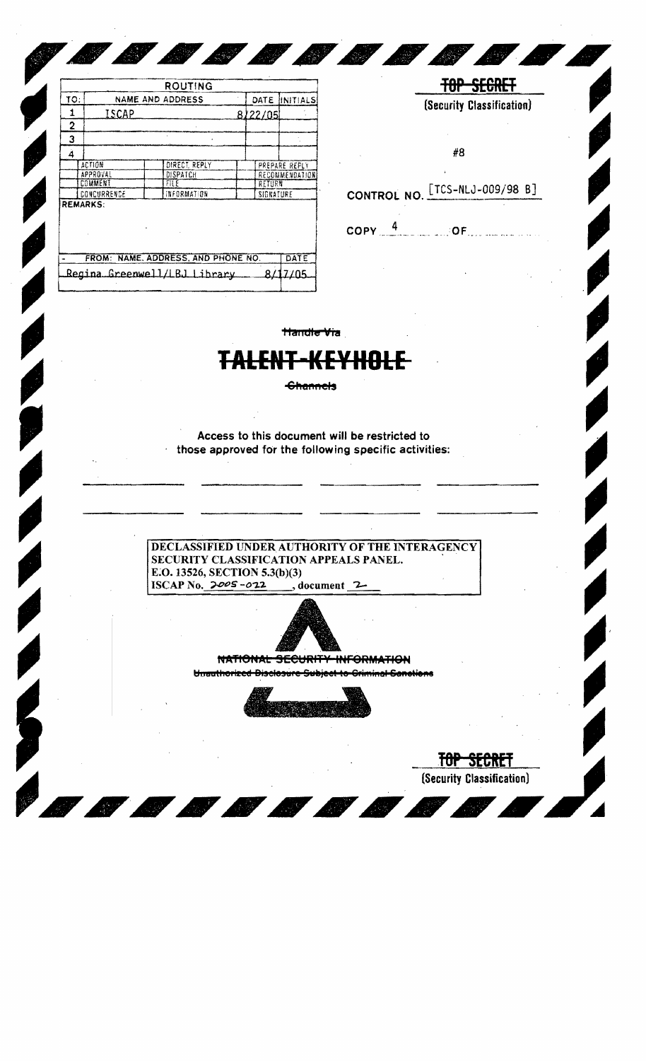| ROUTING | | | |
|---|---|---|---|
| TO: | NAME AND ADDRESS | DATE | INITIALS |
| 1 | ISCAP | 8/22/05 | |
| 2 | | | |
| 3 | | | |
| 4 | | | |

| ACTION | DIRECT REPLY | PREPARE REPLY |
|---|---|---|
| APPROVAL | DISPATCH | RECOMMENDATION |
| COMMENT | FILE | RETURN |
| CONCURRENCE | INFORMATION | SIGNATURE |

REMARKS:

| FROM: NAME, ADDRESS, AND PHONE NO. | DATE |
|---|---|
| Regina Greenwell/LBJ Library | 8/17/05 |

~~TOP SECRET~~
(Security Classification)

#8

CONTROL NO. [TCS-NLJ-009/98 B]

COPY 4 OF

~~Handle Via~~

# ~~TALENT-KEYHOLE~~

~~Channels~~

Access to this document will be restricted to those approved for the following specific activities:

DECLASSIFIED UNDER AUTHORITY OF THE INTERAGENCY SECURITY CLASSIFICATION APPEALS PANEL.
E.O. 13526, SECTION 5.3(b)(3)
ISCAP No. 2005-022, document 2

~~NATIONAL SECURITY INFORMATION~~
~~Unauthorized Disclosure Subject to Criminal Sanctions~~

~~TOP SECRET~~
(Security Classification)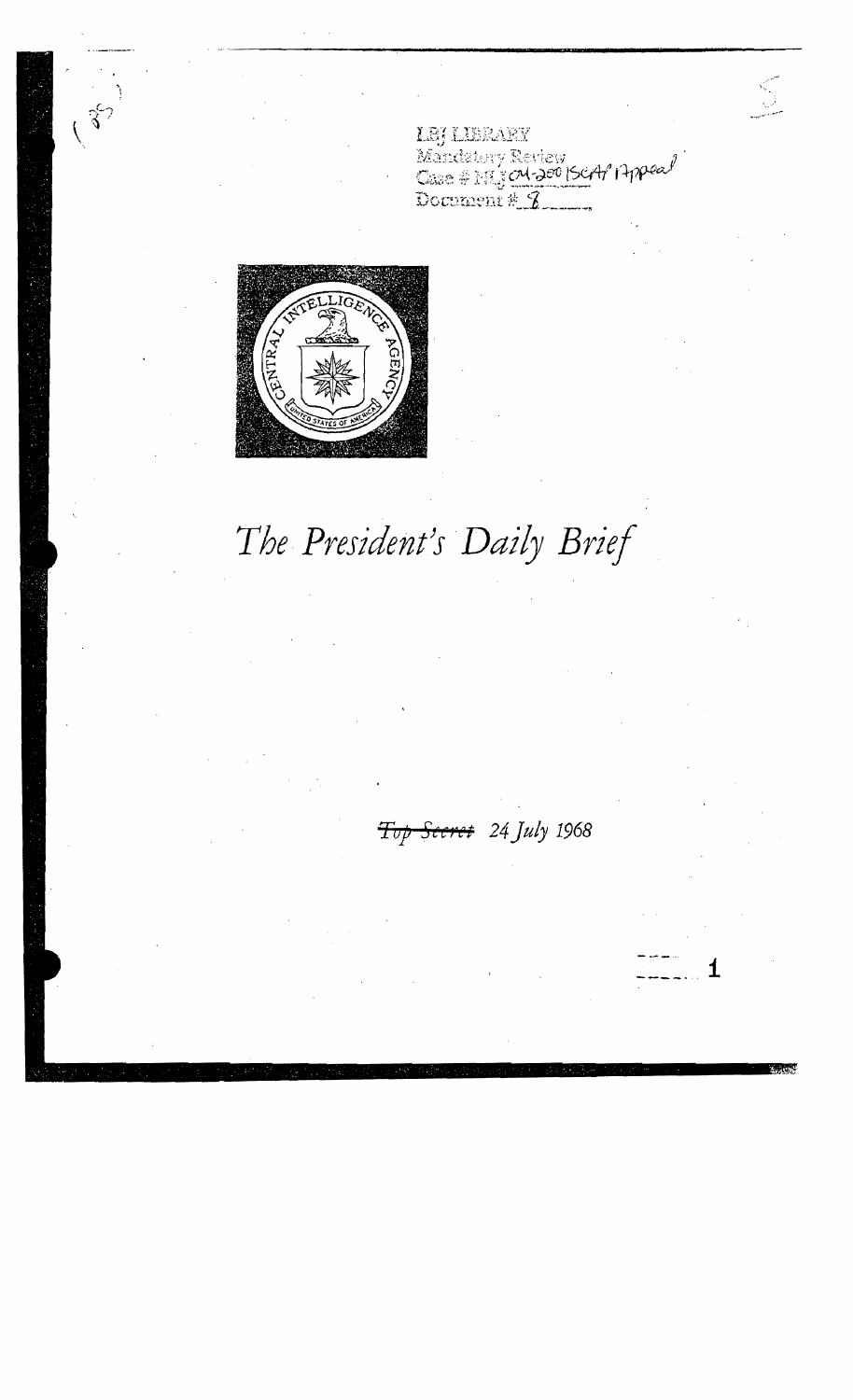LBJ LIBRARY
Mandatory Review
Case # NLJ 04-200 (SCAP Appeal)
Document # 8

*The President's Daily Brief*

~~*Top Secret*~~ *24 July 1968*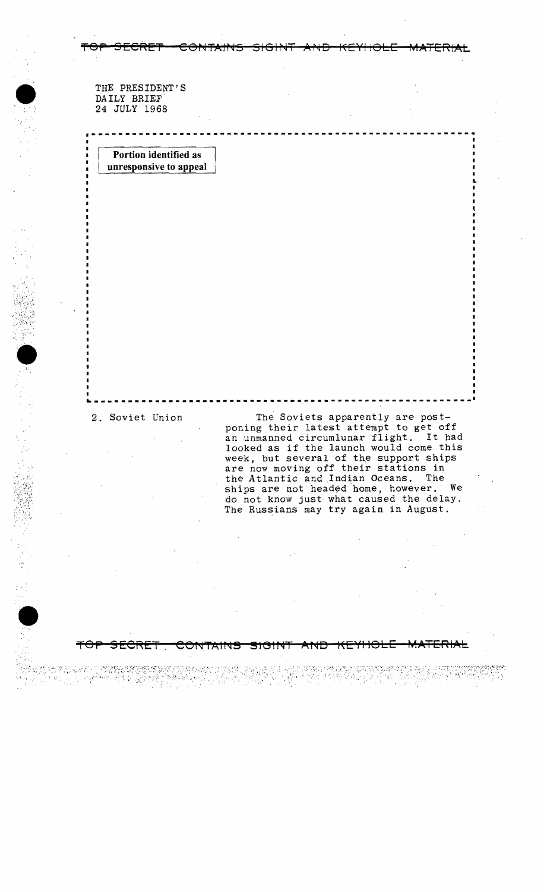THE PRESIDENT'S
DAILY BRIEF
24 JULY 1968

Portion identified as unresponsive to appeal

2. Soviet Union

The Soviets apparently are postponing their latest attempt to get off an unmanned circumlunar flight. It had looked as if the launch would come this week, but several of the support ships are now moving off their stations in the Atlantic and Indian Oceans. The ships are not headed home, however. We do not know just what caused the delay. The Russians may try again in August.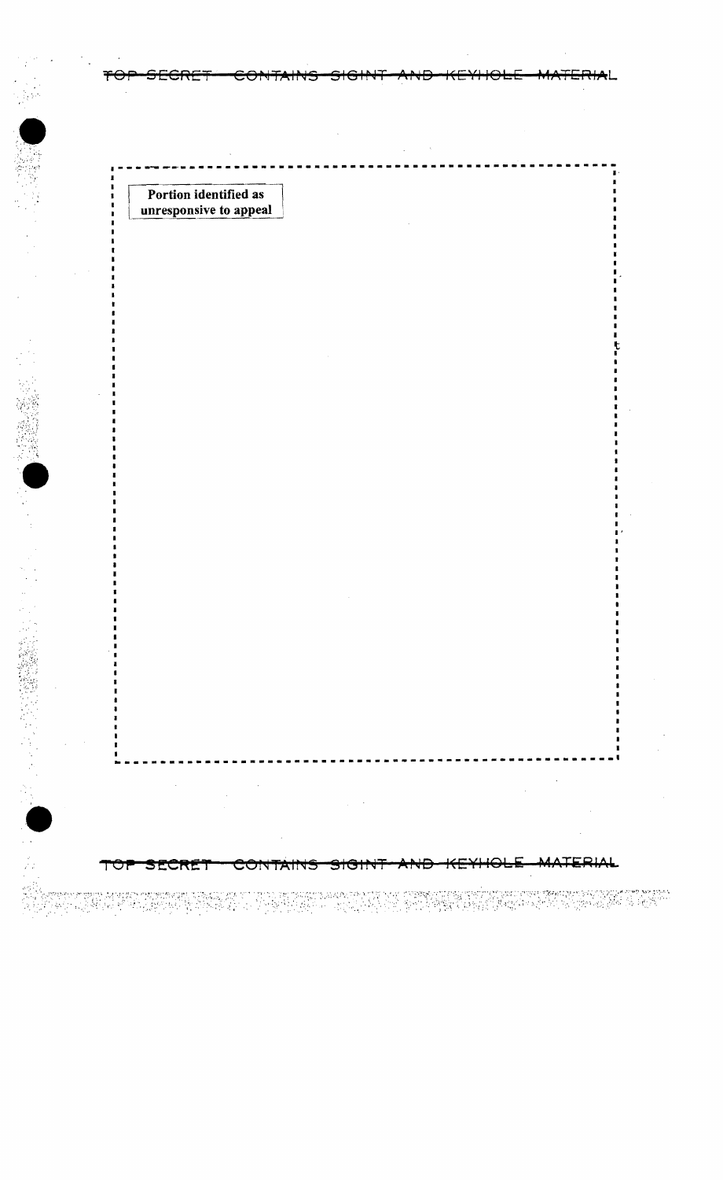**Portion identified as unresponsive to appeal**